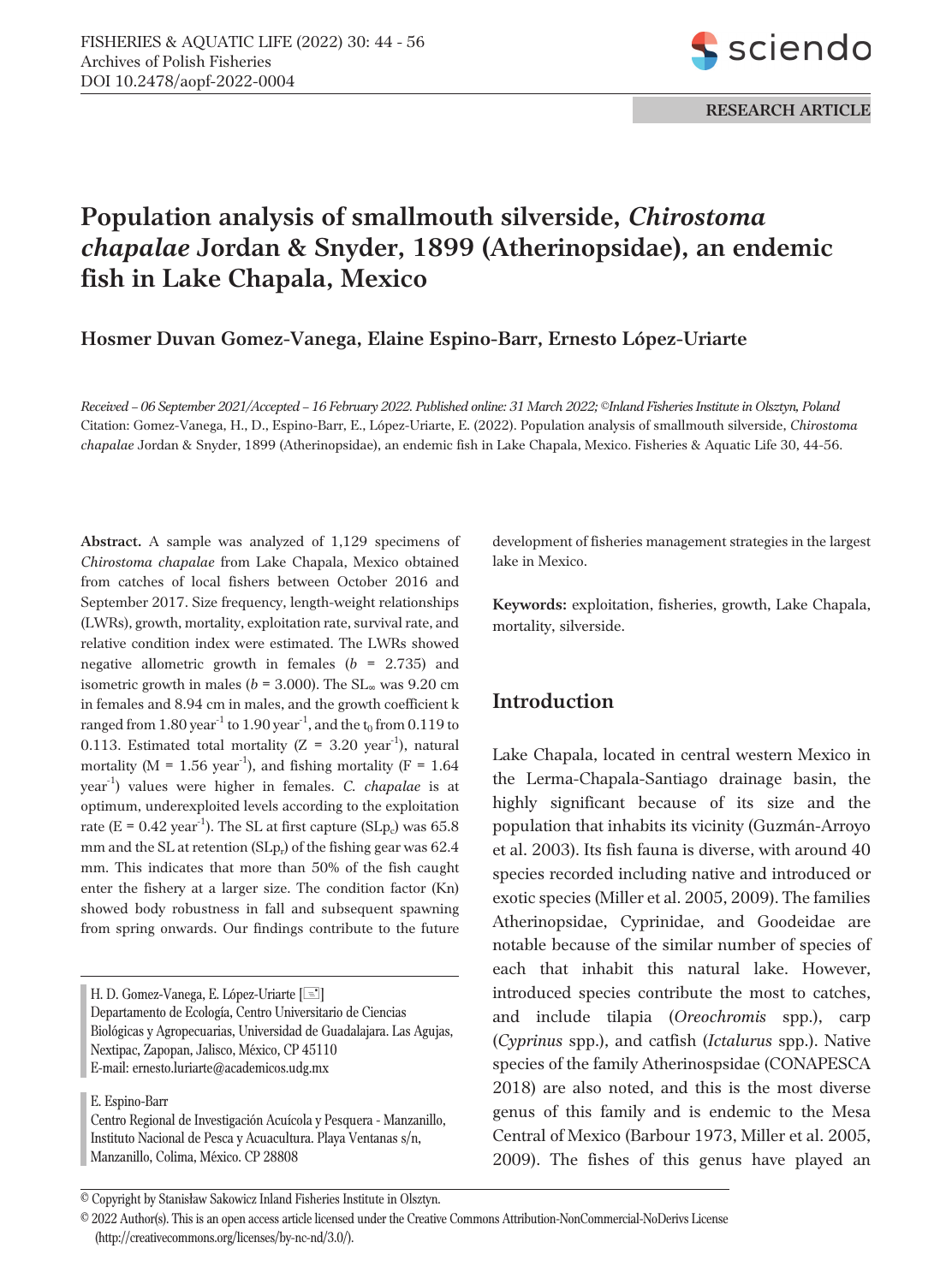RESEARCH ARTICLE

# Population analysis of smallmouth silverside, *Chirostoma chapalae* Jordan & Snyder, 1899 (Atherinopsidae), an endemic fish in Lake Chapala, Mexico

**Hosmer Duvan Gomez-Vanega, Elaine Espino-Barr, Ernesto López-Uriarte**

*Received – 06 September 2021/Accepted – 16 February 2022. Published online: 31 March 2022; ©Inland Fisheries Institute in Olsztyn, Poland*

Citation: Gomez-Vanega, H., D., Espino-Barr, E., López-Uriarte, E. (2022). Population analysis of smallmouth silverside, *Chirostoma chapalae* Jordan & Snyder, 1899 (Atherinopsidae), an endemic fish in Lake Chapala, Mexico. Fisheries & Aquatic Life 30, 44-56.

**Abstract.** A sample was analyzed of 1,129 specimens of *Chirostoma chapalae* from Lake Chapala, Mexico obtained from catches of local fishers between October 2016 and September 2017. Size frequency, length-weight relationships (LWRs), growth, mortality, exploitation rate, survival rate, and relative condition index were estimated. The LWRs showed negative allometric growth in females ($b$ = 2.735) and isometric growth in males ($b$ = 3.000). The $SL_\infty$ was 9.20 cm in females and 8.94 cm in males, and the growth coefficient k ranged from 1.80 $year^{-1}$ to 1.90 $year^{-1}$, and the $t_0$ from 0.119 to 0.113. Estimated total mortality (Z = 3.20 $year^{-1}$), natural mortality (M = 1.56 $year^{-1}$), and fishing mortality (F = 1.64 $year^{-1}$) values were higher in females. *C. chapalae* is at optimum, underexploited levels according to the exploitation rate (E = 0.42 $year^{-1}$). The SL at first capture ($SLp_c$) was 65.8 mm and the SL at retention ($SLp_r$) of the fishing gear was 62.4 mm. This indicates that more than 50% of the fish caught enter the fishery at a larger size. The condition factor (Kn) showed body robustness in fall and subsequent spawning from spring onwards. Our findings contribute to the future development of fisheries management strategies in the largest lake in Mexico.

**Keywords:** exploitation, fisheries, growth, Lake Chapala, mortality, silverside.

H. D. Gomez-Vanega, E. López-Uriarte [✉]
Departamento de Ecología, Centro Universitario de Ciencias Biológicas y Agropecuarias, Universidad de Guadalajara. Las Agujas, Nextipac, Zapopan, Jalisco, México, CP 45110
E-mail: ernesto.luriarte@academicos.udg.mx

E. Espino-Barr
Centro Regional de Investigación Acuícola y Pesquera - Manzanillo, Instituto Nacional de Pesca y Acuacultura. Playa Ventanas s/n, Manzanillo, Colima, México. CP 28808

## Introduction

Lake Chapala, located in central western Mexico in the Lerma-Chapala-Santiago drainage basin, the highly significant because of its size and the population that inhabits its vicinity (Guzmán-Arroyo et al. 2003). Its fish fauna is diverse, with around 40 species recorded including native and introduced or exotic species (Miller et al. 2005, 2009). The families Atherinopsidae, Cyprinidae, and Goodeidae are notable because of the similar number of species of each that inhabit this natural lake. However, introduced species contribute the most to catches, and include tilapia (*Oreochromis* spp.), carp (*Cyprinus* spp.), and catfish (*Ictalurus* spp.). Native species of the family Atherinospsidae (CONAPESCA 2018) are also noted, and this is the most diverse genus of this family and is endemic to the Mesa Central of Mexico (Barbour 1973, Miller et al. 2005, 2009). The fishes of this genus have played an

© Copyright by Stanisław Sakowicz Inland Fisheries Institute in Olsztyn.

© 2022 Author(s). This is an open access article licensed under the Creative Commons Attribution-NonCommercial-NoDerivs License (http://creativecommons.org/licenses/by-nc-nd/3.0/).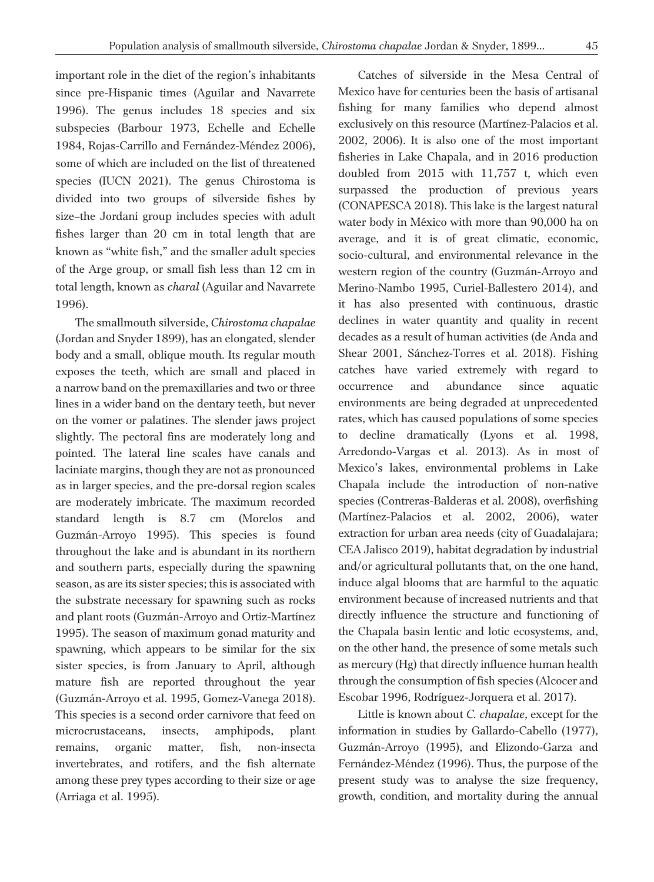important role in the diet of the region's inhabitants since pre-Hispanic times (Aguilar and Navarrete 1996). The genus includes 18 species and six subspecies (Barbour 1973, Echelle and Echelle 1984, Rojas-Carrillo and Fernández-Méndez 2006), some of which are included on the list of threatened species (IUCN 2021). The genus Chirostoma is divided into two groups of silverside fishes by size–the Jordani group includes species with adult fishes larger than 20 cm in total length that are known as "white fish," and the smaller adult species of the Arge group, or small fish less than 12 cm in total length, known as *charal* (Aguilar and Navarrete 1996).

The smallmouth silverside, *Chirostoma chapalae* (Jordan and Snyder 1899), has an elongated, slender body and a small, oblique mouth. Its regular mouth exposes the teeth, which are small and placed in a narrow band on the premaxillaries and two or three lines in a wider band on the dentary teeth, but never on the vomer or palatines. The slender jaws project slightly. The pectoral fins are moderately long and pointed. The lateral line scales have canals and laciniate margins, though they are not as pronounced as in larger species, and the pre-dorsal region scales are moderately imbricate. The maximum recorded standard length is 8.7 cm (Morelos and Guzmán-Arroyo 1995). This species is found throughout the lake and is abundant in its northern and southern parts, especially during the spawning season, as are its sister species; this is associated with the substrate necessary for spawning such as rocks and plant roots (Guzmán-Arroyo and Ortiz-Martínez 1995). The season of maximum gonad maturity and spawning, which appears to be similar for the six sister species, is from January to April, although mature fish are reported throughout the year (Guzmán-Arroyo et al. 1995, Gomez-Vanega 2018). This species is a second order carnivore that feed on microcrustaceans, insects, amphipods, plant remains, organic matter, fish, non-insecta invertebrates, and rotifers, and the fish alternate among these prey types according to their size or age (Arriaga et al. 1995).

Catches of silverside in the Mesa Central of Mexico have for centuries been the basis of artisanal fishing for many families who depend almost exclusively on this resource (Martínez-Palacios et al. 2002, 2006). It is also one of the most important fisheries in Lake Chapala, and in 2016 production doubled from 2015 with 11,757 t, which even surpassed the production of previous years (CONAPESCA 2018). This lake is the largest natural water body in México with more than 90,000 ha on average, and it is of great climatic, economic, socio-cultural, and environmental relevance in the western region of the country (Guzmán-Arroyo and Merino-Nambo 1995, Curiel-Ballestero 2014), and it has also presented with continuous, drastic declines in water quantity and quality in recent decades as a result of human activities (de Anda and Shear 2001, Sánchez-Torres et al. 2018). Fishing catches have varied extremely with regard to occurrence and abundance since aquatic environments are being degraded at unprecedented rates, which has caused populations of some species to decline dramatically (Lyons et al. 1998, Arredondo-Vargas et al. 2013). As in most of Mexico's lakes, environmental problems in Lake Chapala include the introduction of non-native species (Contreras-Balderas et al. 2008), overfishing (Martínez-Palacios et al. 2002, 2006), water extraction for urban area needs (city of Guadalajara; CEA Jalisco 2019), habitat degradation by industrial and/or agricultural pollutants that, on the one hand, induce algal blooms that are harmful to the aquatic environment because of increased nutrients and that directly influence the structure and functioning of the Chapala basin lentic and lotic ecosystems, and, on the other hand, the presence of some metals such as mercury (Hg) that directly influence human health through the consumption of fish species (Alcocer and Escobar 1996, Rodríguez-Jorquera et al. 2017).

Little is known about *C. chapalae*, except for the information in studies by Gallardo-Cabello (1977), Guzmán-Arroyo (1995), and Elizondo-Garza and Fernández-Méndez (1996). Thus, the purpose of the present study was to analyse the size frequency, growth, condition, and mortality during the annual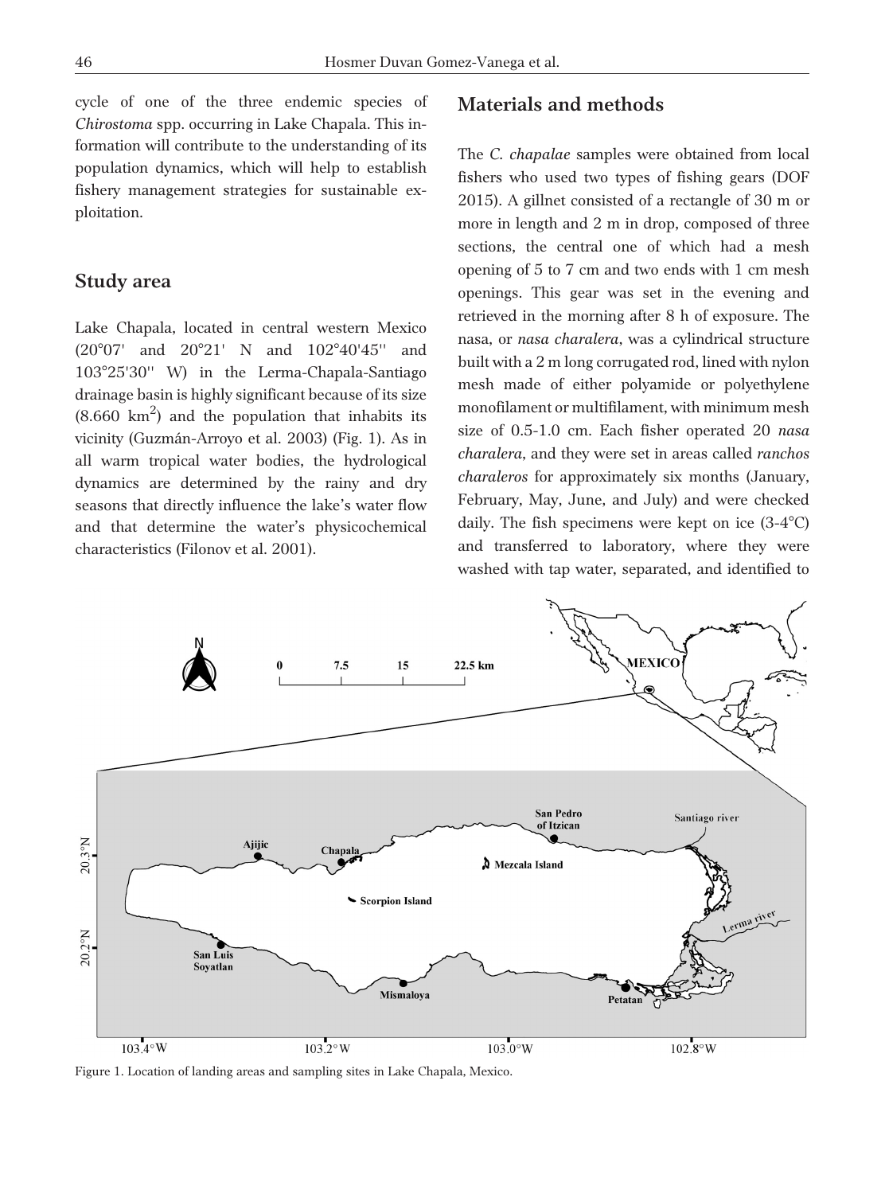cycle of one of the three endemic species of *Chirostoma* spp. occurring in Lake Chapala. This information will contribute to the understanding of its population dynamics, which will help to establish fishery management strategies for sustainable exploitation.

## Study area

Lake Chapala, located in central western Mexico (20°07' and 20°21' N and 102°40'45'' and 103°25'30'' W) in the Lerma-Chapala-Santiago drainage basin is highly significant because of its size (8.660 km$^2$) and the population that inhabits its vicinity (Guzmán-Arroyo et al. 2003) (Fig. 1). As in all warm tropical water bodies, the hydrological dynamics are determined by the rainy and dry seasons that directly influence the lake's water flow and that determine the water's physicochemical characteristics (Filonov et al. 2001).

## Materials and methods

The *C. chapalae* samples were obtained from local fishers who used two types of fishing gears (DOF 2015). A gillnet consisted of a rectangle of 30 m or more in length and 2 m in drop, composed of three sections, the central one of which had a mesh opening of 5 to 7 cm and two ends with 1 cm mesh openings. This gear was set in the evening and retrieved in the morning after 8 h of exposure. The nasa, or *nasa charalera*, was a cylindrical structure built with a 2 m long corrugated rod, lined with nylon mesh made of either polyamide or polyethylene monofilament or multifilament, with minimum mesh size of 0.5-1.0 cm. Each fisher operated 20 *nasa charalera*, and they were set in areas called *ranchos charaleros* for approximately six months (January, February, May, June, and July) and were checked daily. The fish specimens were kept on ice (3-4°C) and transferred to laboratory, where they were washed with tap water, separated, and identified to

Figure 1. Location of landing areas and sampling sites in Lake Chapala, Mexico.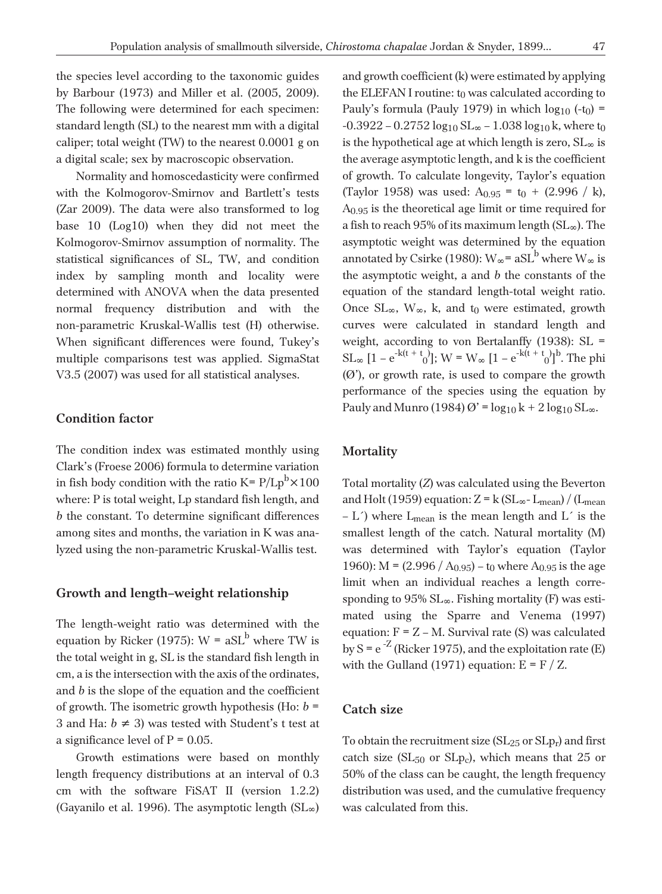the species level according to the taxonomic guides by Barbour (1973) and Miller et al. (2005, 2009). The following were determined for each specimen: standard length (SL) to the nearest mm with a digital caliper; total weight (TW) to the nearest 0.0001 g on a digital scale; sex by macroscopic observation.

Normality and homoscedasticity were confirmed with the Kolmogorov-Smirnov and Bartlett's tests (Zar 2009). The data were also transformed to log base 10 (Log10) when they did not meet the Kolmogorov-Smirnov assumption of normality. The statistical significances of SL, TW, and condition index by sampling month and locality were determined with ANOVA when the data presented normal frequency distribution and with the non-parametric Kruskal-Wallis test (H) otherwise. When significant differences were found, Tukey's multiple comparisons test was applied. SigmaStat V3.5 (2007) was used for all statistical analyses.

## Condition factor

The condition index was estimated monthly using Clark's (Froese 2006) formula to determine variation in fish body condition with the ratio $K = P/Lp^b \times 100$ where: P is total weight, Lp standard fish length, and *b* the constant. To determine significant differences among sites and months, the variation in K was analyzed using the non-parametric Kruskal-Wallis test.

## Growth and length–weight relationship

The length-weight ratio was determined with the equation by Ricker (1975): $W = aSL^b$ where TW is the total weight in g, SL is the standard fish length in cm, a is the intersection with the axis of the ordinates, and *b* is the slope of the equation and the coefficient of growth. The isometric growth hypothesis (Ho: $b = 3$ and Ha: $b \neq 3$) was tested with Student's t test at a significance level of $P = 0.05$.

Growth estimations were based on monthly length frequency distributions at an interval of 0.3 cm with the software FiSAT II (version 1.2.2) (Gayanilo et al. 1996). The asymptotic length ($SL_\infty$) and growth coefficient (k) were estimated by applying the ELEFAN I routine: $t_0$ was calculated according to Pauly's formula (Pauly 1979) in which $\log_{10}(-t_0) = -0.3922 - 0.2752 \log_{10} SL_\infty - 1.038 \log_{10} k$, where $t_0$ is the hypothetical age at which length is zero, $SL_\infty$ is the average asymptotic length, and k is the coefficient of growth. To calculate longevity, Taylor's equation (Taylor 1958) was used: $A_{0.95} = t_0 + (2.996 / k)$, $A_{0.95}$ is the theoretical age limit or time required for a fish to reach 95% of its maximum length ($SL_\infty$). The asymptotic weight was determined by the equation annotated by Csirke (1980): $W_\infty = aSL^b$ where $W_\infty$ is the asymptotic weight, a and *b* the constants of the equation of the standard length-total weight ratio. Once $SL_\infty$, $W_\infty$, k, and $t_0$ were estimated, growth curves were calculated in standard length and weight, according to von Bertalanffy (1938): $SL = SL_\infty [1 - e^{-k(t + t_0)}]$; $W = W_\infty [1 - e^{-k(t + t_0)}]^b$. The phi (Ø'), or growth rate, is used to compare the growth performance of the species using the equation by Pauly and Munro (1984) $Ø' = \log_{10} k + 2 \log_{10} SL_\infty$.

## Mortality

Total mortality (*Z*) was calculated using the Beverton and Holt (1959) equation: $Z = k (SL_\infty - L_{mean}) / (L_{mean} - L')$ where $L_{mean}$ is the mean length and $L'$ is the smallest length of the catch. Natural mortality (M) was determined with Taylor's equation (Taylor 1960): $M = (2.996 / A_{0.95}) - t_0$ where $A_{0.95}$ is the age limit when an individual reaches a length corresponding to 95% $SL_\infty$. Fishing mortality (F) was estimated using the Sparre and Venema (1997) equation: $F = Z - M$. Survival rate (S) was calculated by $S = e^{-Z}$ (Ricker 1975), and the exploitation rate (E) with the Gulland (1971) equation: $E = F / Z$.

## Catch size

To obtain the recruitment size ($SL_{25}$ or $SLp_r$) and first catch size ($SL_{50}$ or $SLp_c$), which means that 25 or 50% of the class can be caught, the length frequency distribution was used, and the cumulative frequency was calculated from this.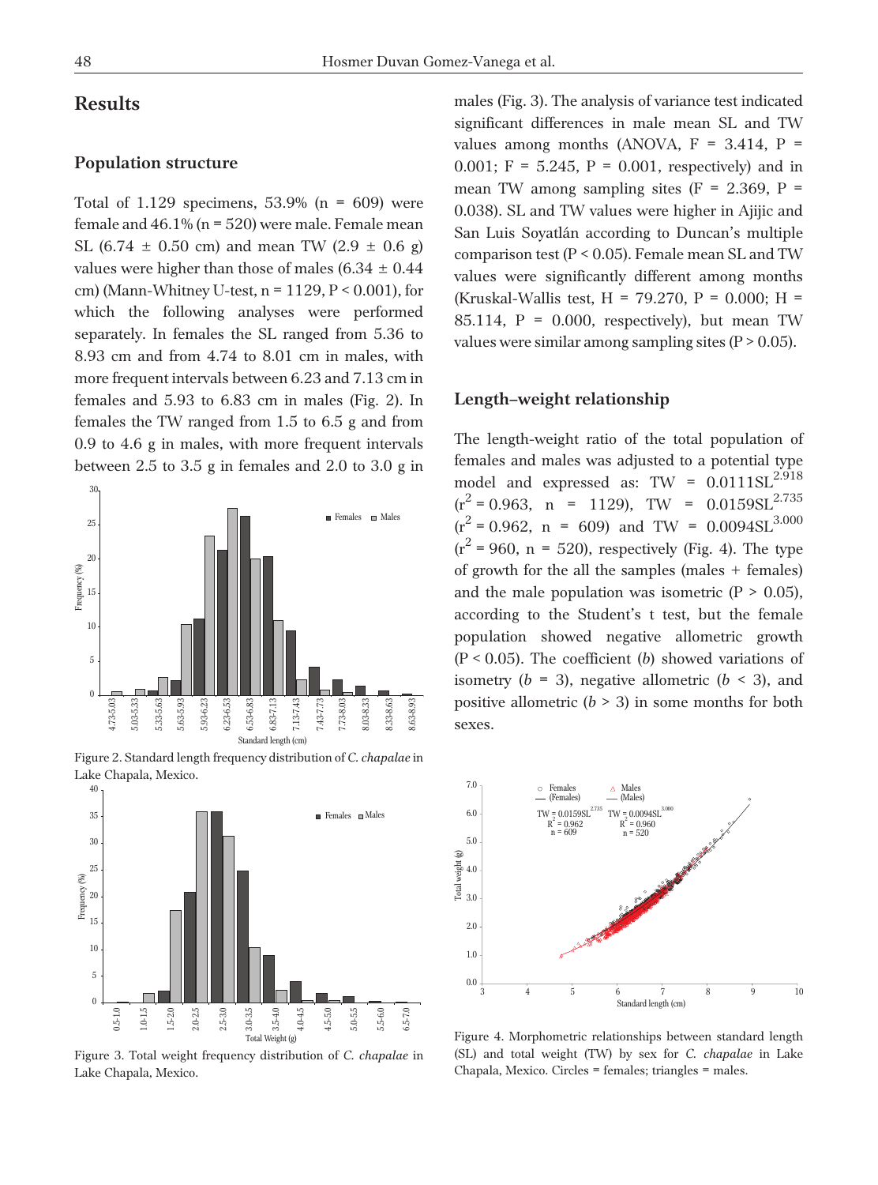## Results

### Population structure

Total of 1.129 specimens, 53.9% (n = 609) were female and 46.1% (n = 520) were male. Female mean SL (6.74 ± 0.50 cm) and mean TW (2.9 ± 0.6 g) values were higher than those of males (6.34 ± 0.44 cm) (Mann-Whitney U-test, n = 1129, $P < 0.001$), for which the following analyses were performed separately. In females the SL ranged from 5.36 to 8.93 cm and from 4.74 to 8.01 cm in males, with more frequent intervals between 6.23 and 7.13 cm in females and 5.93 to 6.83 cm in males (Fig. 2). In females the TW ranged from 1.5 to 6.5 g and from 0.9 to 4.6 g in males, with more frequent intervals between 2.5 to 3.5 g in females and 2.0 to 3.0 g in males (Fig. 3). The analysis of variance test indicated significant differences in male mean SL and TW values among months (ANOVA, F = 3.414, P = 0.001; F = 5.245, P = 0.001, respectively) and in mean TW among sampling sites (F = 2.369, P = 0.038). SL and TW values were higher in Ajijic and San Luis Soyatlán according to Duncan's multiple comparison test ($P < 0.05$). Female mean SL and TW values were significantly different among months (Kruskal-Wallis test, H = 79.270, P = 0.000; H = 85.114, P = 0.000, respectively), but mean TW values were similar among sampling sites ($P > 0.05$).

Figure 2. Standard length frequency distribution of *C. chapalae* in Lake Chapala, Mexico.

Figure 3. Total weight frequency distribution of *C. chapalae* in Lake Chapala, Mexico.

### Length–weight relationship

The length-weight ratio of the total population of females and males was adjusted to a potential type model and expressed as: $TW = 0.0111SL^{2.918}$ ($r^2 = 0.963$, n = 1129), $TW = 0.0159SL^{2.735}$ ($r^2 = 0.962$, n = 609) and $TW = 0.0094SL^{3.000}$ ($r^2$ = 960, n = 520), respectively (Fig. 4). The type of growth for the all the samples (males + females) and the male population was isometric ($P > 0.05$), according to the Student's t test, but the female population showed negative allometric growth ($P < 0.05$). The coefficient (*b*) showed variations of isometry ($b = 3$), negative allometric ($b < 3$), and positive allometric ($b > 3$) in some months for both sexes.

Figure 4. Morphometric relationships between standard length (SL) and total weight (TW) by sex for *C. chapalae* in Lake Chapala, Mexico. Circles = females; triangles = males.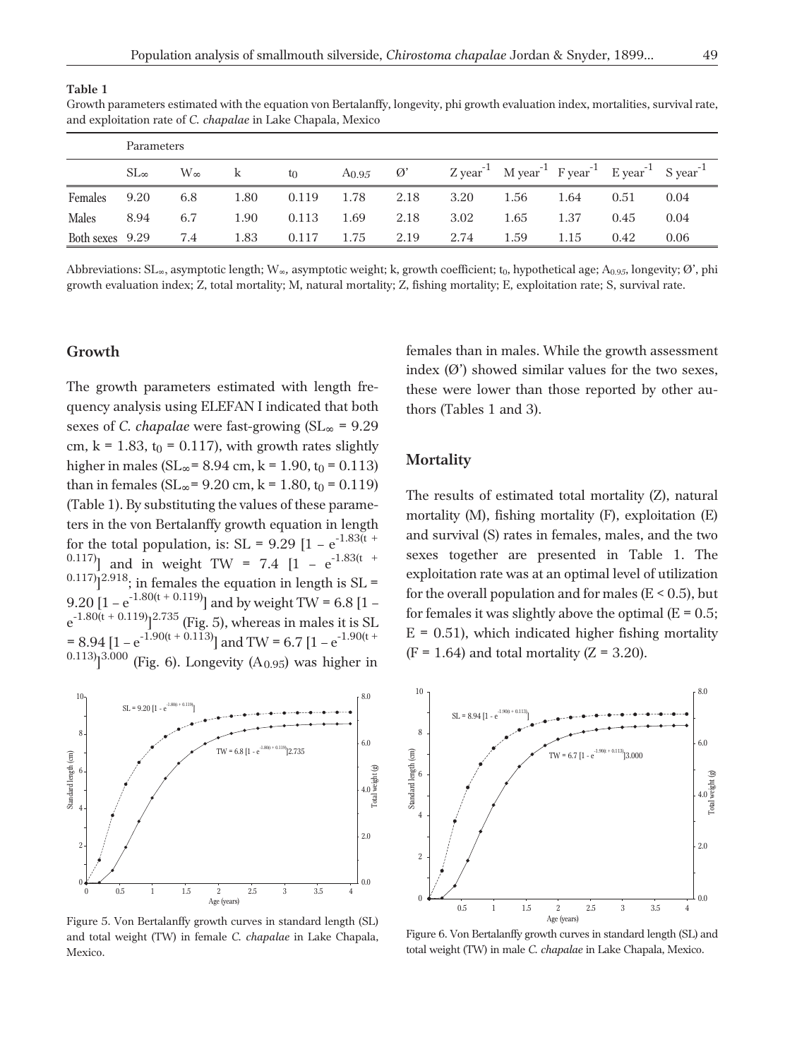**Table 1**

Growth parameters estimated with the equation von Bertalanffy, longevity, phi growth evaluation index, mortalities, survival rate, and exploitation rate of *C. chapalae* in Lake Chapala, Mexico

| | Parameters | | | | | | | | | | |
|---|---|---|---|---|---|---|---|---|---|---|---|
| | $SL_\infty$ | $W_\infty$ | k | $t_0$ | $A_{0.95}$ | Ø' | Z $year^{-1}$ | M $year^{-1}$ | F $year^{-1}$ | E $year^{-1}$ | S $year^{-1}$ |
| Females | 9.20 | 6.8 | 1.80 | 0.119 | 1.78 | 2.18 | 3.20 | 1.56 | 1.64 | 0.51 | 0.04 |
| Males | 8.94 | 6.7 | 1.90 | 0.113 | 1.69 | 2.18 | 3.02 | 1.65 | 1.37 | 0.45 | 0.04 |
| Both sexes | 9.29 | 7.4 | 1.83 | 0.117 | 1.75 | 2.19 | 2.74 | 1.59 | 1.15 | 0.42 | 0.06 |

Abbreviations: $SL_\infty$, asymptotic length; $W_\infty$, asymptotic weight; k, growth coefficient; $t_0$, hypothetical age; $A_{0.95}$, longevity; Ø', phi growth evaluation index; Z, total mortality; M, natural mortality; Z, fishing mortality; E, exploitation rate; S, survival rate.

## Growth

The growth parameters estimated with length frequency analysis using ELEFAN I indicated that both sexes of *C. chapalae* were fast-growing ($SL_\infty$ = 9.29 cm, k = 1.83, $t_0$ = 0.117), with growth rates slightly higher in males ($SL_\infty$ = 8.94 cm, k = 1.90, $t_0$ = 0.113) than in females ($SL_\infty$ = 9.20 cm, k = 1.80, $t_0$ = 0.119) (Table 1). By substituting the values of these parameters in the von Bertalanffy growth equation in length for the total population, is: $SL = 9.29\ [1 - e^{-1.83(t + 0.117)}]$ and in weight $TW = 7.4\ [1 - e^{-1.83(t + 0.117)}]^{2.918}$; in females the equation in length is $SL = 9.20\ [1 - e^{-1.80(t + 0.119)}]$ and by weight $TW = 6.8\ [1 - e^{-1.80(t + 0.119)}]^{2.735}$ (Fig. 5), whereas in males it is $SL = 8.94\ [1 - e^{-1.90(t + 0.113)}]$ and $TW = 6.7\ [1 - e^{-1.90(t + 0.113)}]^{3.000}$ (Fig. 6). Longevity ($A_{0.95}$) was higher in females than in males. While the growth assessment index (Ø') showed similar values for the two sexes, these were lower than those reported by other authors (Tables 1 and 3).

## Mortality

The results of estimated total mortality (Z), natural mortality (M), fishing mortality (F), exploitation (E) and survival (S) rates in females, males, and the two sexes together are presented in Table 1. The exploitation rate was at an optimal level of utilization for the overall population and for males (E < 0.5), but for females it was slightly above the optimal (E = 0.5; E = 0.51), which indicated higher fishing mortality (F = 1.64) and total mortality (Z = 3.20).

Figure 5. Von Bertalanffy growth curves in standard length (SL) and total weight (TW) in female *C. chapalae* in Lake Chapala, Mexico.

Figure 6. Von Bertalanffy growth curves in standard length (SL) and total weight (TW) in male *C. chapalae* in Lake Chapala, Mexico.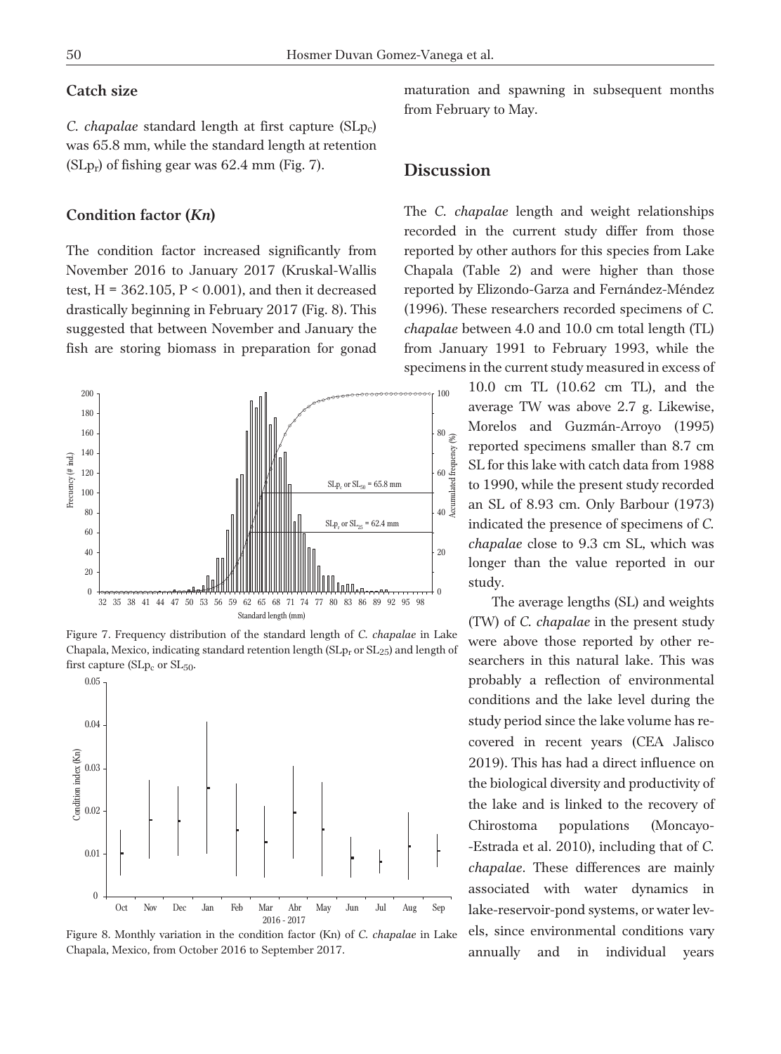### Catch size

*C. chapalae* standard length at first capture ($SLp_c$) was 65.8 mm, while the standard length at retention ($SLp_r$) of fishing gear was 62.4 mm (Fig. 7).

### Condition factor (*Kn*)

The condition factor increased significantly from November 2016 to January 2017 (Kruskal-Wallis test, $H = 362.105$, $P < 0.001$), and then it decreased drastically beginning in February 2017 (Fig. 8). This suggested that between November and January the fish are storing biomass in preparation for gonad maturation and spawning in subsequent months from February to May.

Figure 7. Frequency distribution of the standard length of *C. chapalae* in Lake Chapala, Mexico, indicating standard retention length ($SLp_r$ or $SL_{25}$) and length of first capture ($SLp_c$ or $SL_{50}$.

Figure 8. Monthly variation in the condition factor (Kn) of *C. chapalae* in Lake Chapala, Mexico, from October 2016 to September 2017.

## Discussion

The *C. chapalae* length and weight relationships recorded in the current study differ from those reported by other authors for this species from Lake Chapala (Table 2) and were higher than those reported by Elizondo-Garza and Fernández-Méndez (1996). These researchers recorded specimens of *C. chapalae* between 4.0 and 10.0 cm total length (TL) from January 1991 to February 1993, while the specimens in the current study measured in excess of 10.0 cm TL (10.62 cm TL), and the average TW was above 2.7 g. Likewise, Morelos and Guzmán-Arroyo (1995) reported specimens smaller than 8.7 cm SL for this lake with catch data from 1988 to 1990, while the present study recorded an SL of 8.93 cm. Only Barbour (1973) indicated the presence of specimens of *C. chapalae* close to 9.3 cm SL, which was longer than the value reported in our study.

The average lengths (SL) and weights (TW) of *C. chapalae* in the present study were above those reported by other researchers in this natural lake. This was probably a reflection of environmental conditions and the lake level during the study period since the lake volume has recovered in recent years (CEA Jalisco 2019). This has had a direct influence on the biological diversity and productivity of the lake and is linked to the recovery of Chirostoma populations (Moncayo--Estrada et al. 2010), including that of *C. chapalae*. These differences are mainly associated with water dynamics in lake-reservoir-pond systems, or water levels, since environmental conditions vary annually and in individual years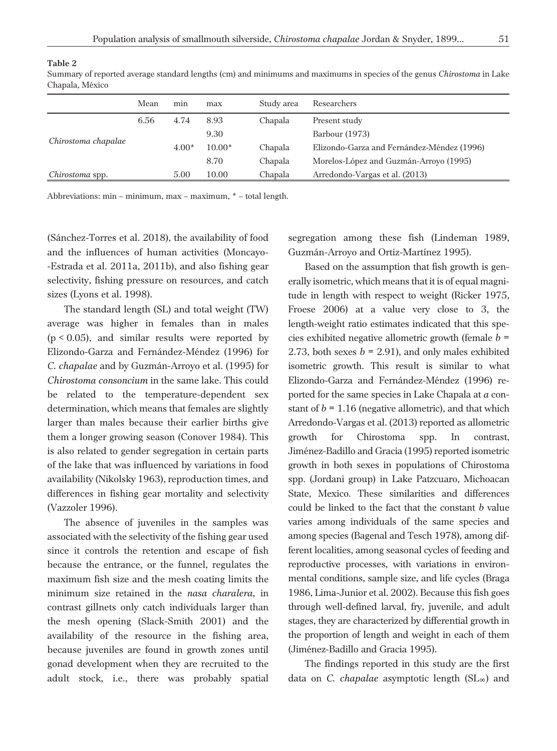**Table 2**

Summary of reported average standard lengths (cm) and minimums and maximums in species of the genus *Chirostoma* in Lake Chapala, México

| | Mean | min | max | Study area | Researchers |
|---|---|---|---|---|---|
| *Chirostoma chapalae* | 6.56 | 4.74 | 8.93 | Chapala | Present study |
| | | | 9.30 | | Barbour (1973) |
| | | 4.00* | 10.00* | Chapala | Elizondo-Garza and Fernández-Méndez (1996) |
| | | | 8.70 | Chapala | Morelos-López and Guzmán-Arroyo (1995) |
| *Chirostoma* spp. | | 5.00 | 10.00 | Chapala | Arredondo-Vargas et al. (2013) |

Abbreviations: min – minimum, max – maximum, * – total length.

(Sánchez-Torres et al. 2018), the availability of food and the influences of human activities (Moncayo--Estrada et al. 2011a, 2011b), and also fishing gear selectivity, fishing pressure on resources, and catch sizes (Lyons et al. 1998).

The standard length (SL) and total weight (TW) average was higher in females than in males ($p < 0.05$), and similar results were reported by Elizondo-Garza and Fernández-Méndez (1996) for *C. chapalae* and by Guzmán-Arroyo et al. (1995) for *Chirostoma consoncium* in the same lake. This could be related to the temperature-dependent sex determination, which means that females are slightly larger than males because their earlier births give them a longer growing season (Conover 1984). This is also related to gender segregation in certain parts of the lake that was influenced by variations in food availability (Nikolsky 1963), reproduction times, and differences in fishing gear mortality and selectivity (Vazzoler 1996).

The absence of juveniles in the samples was associated with the selectivity of the fishing gear used since it controls the retention and escape of fish because the entrance, or the funnel, regulates the maximum fish size and the mesh coating limits the minimum size retained in the *nasa charalera*, in contrast gillnets only catch individuals larger than the mesh opening (Slack-Smith 2001) and the availability of the resource in the fishing area, because juveniles are found in growth zones until gonad development when they are recruited to the adult stock, i.e., there was probably spatial segregation among these fish (Lindeman 1989, Guzmán-Arroyo and Ortiz-Martínez 1995).

Based on the assumption that fish growth is generally isometric, which means that it is of equal magnitude in length with respect to weight (Ricker 1975, Froese 2006) at a value very close to 3, the length-weight ratio estimates indicated that this species exhibited negative allometric growth (female $b$ = 2.73, both sexes $b$ = 2.91), and only males exhibited isometric growth. This result is similar to what Elizondo-Garza and Fernández-Méndez (1996) reported for the same species in Lake Chapala at *a* constant of $b$ = 1.16 (negative allometric), and that which Arredondo-Vargas et al. (2013) reported as allometric growth for Chirostoma spp. In contrast, Jiménez-Badillo and Gracia (1995) reported isometric growth in both sexes in populations of Chirostoma spp. (Jordani group) in Lake Patzcuaro, Michoacan State, Mexico. These similarities and differences could be linked to the fact that the constant $b$ value varies among individuals of the same species and among species (Bagenal and Tesch 1978), among different localities, among seasonal cycles of feeding and reproductive processes, with variations in environmental conditions, sample size, and life cycles (Braga 1986, Lima-Junior et al. 2002). Because this fish goes through well-defined larval, fry, juvenile, and adult stages, they are characterized by differential growth in the proportion of length and weight in each of them (Jiménez-Badillo and Gracia 1995).

The findings reported in this study are the first data on *C. chapalae* asymptotic length ($SL_\infty$) and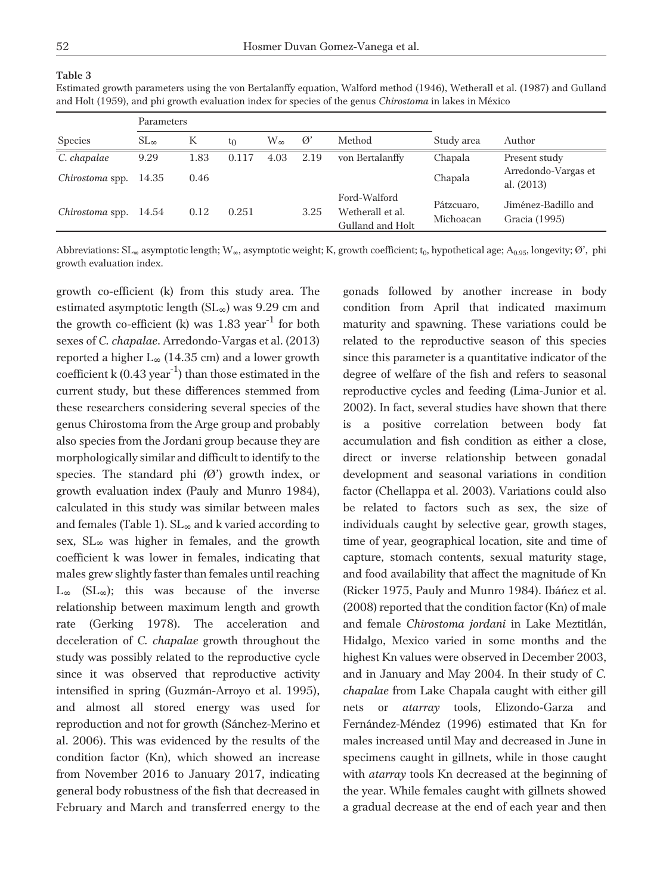**Table 3**

Estimated growth parameters using the von Bertalanffy equation, Walford method (1946), Wetherall et al. (1987) and Gulland and Holt (1959), and phi growth evaluation index for species of the genus *Chirostoma* in lakes in México

| Species | Parameters | | | | | Method | Study area | Author |
|---|---|---|---|---|---|---|---|---|
| | $SL_\infty$ | K | $t_0$ | $W_\infty$ | Ø' | | | |
| *C. chapalae* | 9.29 | 1.83 | 0.117 | 4.03 | 2.19 | von Bertalanffy | Chapala | Present study |
| *Chirostoma* spp. | 14.35 | 0.46 | | | | | Chapala | Arredondo-Vargas et al. (2013) |
| *Chirostoma* spp. | 14.54 | 0.12 | 0.251 | | 3.25 | Ford-Walford Wetherall et al. Gulland and Holt | Pátzcuaro, Michoacan | Jiménez-Badillo and Gracia (1995) |

Abbreviations: $SL_\infty$ asymptotic length; $W_\infty$, asymptotic weight; K, growth coefficient; $t_0$, hypothetical age; $A_{0.95}$, longevity; Ø', phi growth evaluation index.

growth co-efficient (k) from this study area. The estimated asymptotic length ($SL_\infty$) was 9.29 cm and the growth co-efficient (k) was 1.83 $year^{-1}$ for both sexes of *C. chapalae*. Arredondo-Vargas et al. (2013) reported a higher $L_\infty$ (14.35 cm) and a lower growth coefficient k (0.43 $year^{-1}$) than those estimated in the current study, but these differences stemmed from these researchers considering several species of the genus Chirostoma from the Arge group and probably also species from the Jordani group because they are morphologically similar and difficult to identify to the species. The standard phi *(Ø')* growth index, or growth evaluation index (Pauly and Munro 1984), calculated in this study was similar between males and females (Table 1). $SL_\infty$ and k varied according to sex, $SL_\infty$ was higher in females, and the growth coefficient k was lower in females, indicating that males grew slightly faster than females until reaching $L_\infty$ ($SL_\infty$); this was because of the inverse relationship between maximum length and growth rate (Gerking 1978). The acceleration and deceleration of *C. chapalae* growth throughout the study was possibly related to the reproductive cycle since it was observed that reproductive activity intensified in spring (Guzmán-Arroyo et al. 1995), and almost all stored energy was used for reproduction and not for growth (Sánchez-Merino et al. 2006). This was evidenced by the results of the condition factor (Kn), which showed an increase from November 2016 to January 2017, indicating general body robustness of the fish that decreased in February and March and transferred energy to the gonads followed by another increase in body condition from April that indicated maximum maturity and spawning. These variations could be related to the reproductive season of this species since this parameter is a quantitative indicator of the degree of welfare of the fish and refers to seasonal reproductive cycles and feeding (Lima-Junior et al. 2002). In fact, several studies have shown that there is a positive correlation between body fat accumulation and fish condition as either a close, direct or inverse relationship between gonadal development and seasonal variations in condition factor (Chellappa et al. 2003). Variations could also be related to factors such as sex, the size of individuals caught by selective gear, growth stages, time of year, geographical location, site and time of capture, stomach contents, sexual maturity stage, and food availability that affect the magnitude of Kn (Ricker 1975, Pauly and Munro 1984). Ibáñez et al. (2008) reported that the condition factor (Kn) of male and female *Chirostoma jordani* in Lake Meztitlán, Hidalgo, Mexico varied in some months and the highest Kn values were observed in December 2003, and in January and May 2004. In their study of *C. chapalae* from Lake Chapala caught with either gill nets or *atarray* tools, Elizondo-Garza and Fernández-Méndez (1996) estimated that Kn for males increased until May and decreased in June in specimens caught in gillnets, while in those caught with *atarray* tools Kn decreased at the beginning of the year. While females caught with gillnets showed a gradual decrease at the end of each year and then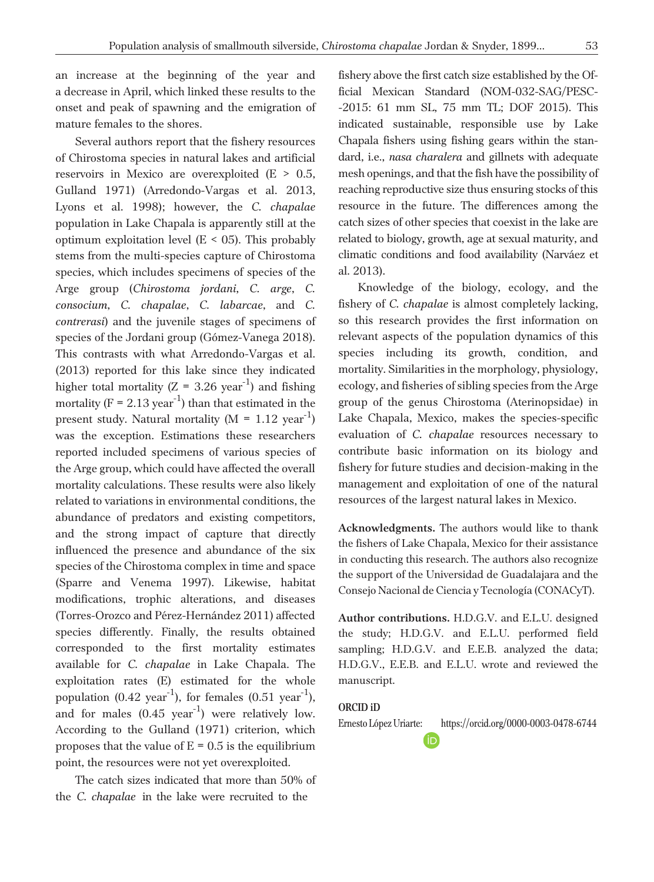an increase at the beginning of the year and a decrease in April, which linked these results to the onset and peak of spawning and the emigration of mature females to the shores.

Several authors report that the fishery resources of Chirostoma species in natural lakes and artificial reservoirs in Mexico are overexploited ($E > 0.5$, Gulland 1971) (Arredondo-Vargas et al. 2013, Lyons et al. 1998); however, the *C. chapalae* population in Lake Chapala is apparently still at the optimum exploitation level ($E < 05$). This probably stems from the multi-species capture of Chirostoma species, which includes specimens of species of the Arge group (*Chirostoma jordani*, *C. arge*, *C. consocium*, *C. chapalae*, *C. labarcae*, and *C. contrerasi*) and the juvenile stages of specimens of species of the Jordani group (Gómez-Vanega 2018). This contrasts with what Arredondo-Vargas et al. (2013) reported for this lake since they indicated higher total mortality ($Z = 3.26$ year$^{-1}$) and fishing mortality ($F = 2.13$ year$^{-1}$) than that estimated in the present study. Natural mortality ($M = 1.12$ year$^{-1}$) was the exception. Estimations these researchers reported included specimens of various species of the Arge group, which could have affected the overall mortality calculations. These results were also likely related to variations in environmental conditions, the abundance of predators and existing competitors, and the strong impact of capture that directly influenced the presence and abundance of the six species of the Chirostoma complex in time and space (Sparre and Venema 1997). Likewise, habitat modifications, trophic alterations, and diseases (Torres-Orozco and Pérez-Hernández 2011) affected species differently. Finally, the results obtained corresponded to the first mortality estimates available for *C. chapalae* in Lake Chapala. The exploitation rates (E) estimated for the whole population (0.42 year$^{-1}$), for females (0.51 year$^{-1}$), and for males (0.45 year$^{-1}$) were relatively low. According to the Gulland (1971) criterion, which proposes that the value of $E = 0.5$ is the equilibrium point, the resources were not yet overexploited.

The catch sizes indicated that more than 50% of the *C. chapalae* in the lake were recruited to the fishery above the first catch size established by the Official Mexican Standard (NOM-032-SAG/PESC--2015: 61 mm SL, 75 mm TL; DOF 2015). This indicated sustainable, responsible use by Lake Chapala fishers using fishing gears within the standard, i.e., *nasa charalera* and gillnets with adequate mesh openings, and that the fish have the possibility of reaching reproductive size thus ensuring stocks of this resource in the future. The differences among the catch sizes of other species that coexist in the lake are related to biology, growth, age at sexual maturity, and climatic conditions and food availability (Narváez et al. 2013).

Knowledge of the biology, ecology, and the fishery of *C. chapalae* is almost completely lacking, so this research provides the first information on relevant aspects of the population dynamics of this species including its growth, condition, and mortality. Similarities in the morphology, physiology, ecology, and fisheries of sibling species from the Arge group of the genus Chirostoma (Aterinopsidae) in Lake Chapala, Mexico, makes the species-specific evaluation of *C. chapalae* resources necessary to contribute basic information on its biology and fishery for future studies and decision-making in the management and exploitation of one of the natural resources of the largest natural lakes in Mexico.

**Acknowledgments.** The authors would like to thank the fishers of Lake Chapala, Mexico for their assistance in conducting this research. The authors also recognize the support of the Universidad de Guadalajara and the Consejo Nacional de Ciencia y Tecnología (CONACyT).

**Author contributions.** H.D.G.V. and E.L.U. designed the study; H.D.G.V. and E.L.U. performed field sampling; H.D.G.V. and E.E.B. analyzed the data; H.D.G.V., E.E.B. and E.L.U. wrote and reviewed the manuscript.

**ORCID iD**

Ernesto López Uriarte: https://orcid.org/0000-0003-0478-6744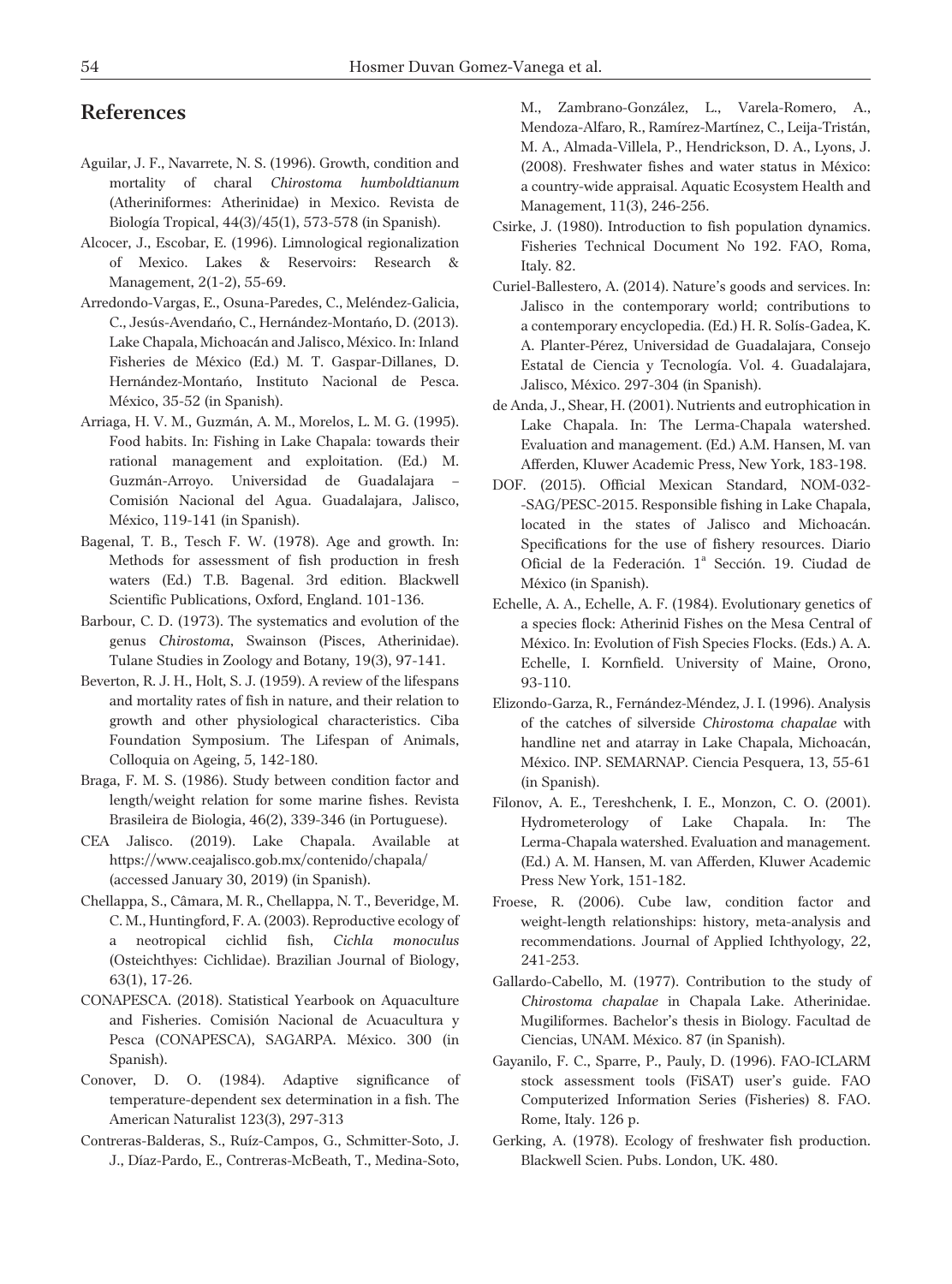## References

Aguilar, J. F., Navarrete, N. S. (1996). Growth, condition and mortality of charal *Chirostoma humboldtianum* (Atheriniformes: Atherinidae) in Mexico. Revista de Biología Tropical, 44(3)/45(1), 573-578 (in Spanish).

Alcocer, J., Escobar, E. (1996). Limnological regionalization of Mexico. Lakes & Reservoirs: Research & Management, 2(1-2), 55-69.

Arredondo-Vargas, E., Osuna-Paredes, C., Meléndez-Galicia, C., Jesús-Avendaño, C., Hernández-Montaño, D. (2013). Lake Chapala, Michoacán and Jalisco, México. In: Inland Fisheries de México (Ed.) M. T. Gaspar-Dillanes, D. Hernández-Montaño, Instituto Nacional de Pesca. México, 35-52 (in Spanish).

Arriaga, H. V. M., Guzmán, A. M., Morelos, L. M. G. (1995). Food habits. In: Fishing in Lake Chapala: towards their rational management and exploitation. (Ed.) M. Guzmán-Arroyo. Universidad de Guadalajara – Comisión Nacional del Agua. Guadalajara, Jalisco, México, 119-141 (in Spanish).

Bagenal, T. B., Tesch F. W. (1978). Age and growth. In: Methods for assessment of fish production in fresh waters (Ed.) T.B. Bagenal. 3rd edition. Blackwell Scientific Publications, Oxford, England. 101-136.

Barbour, C. D. (1973). The systematics and evolution of the genus *Chirostoma*, Swainson (Pisces, Atherinidae). Tulane Studies in Zoology and Botany, 19(3), 97-141.

Beverton, R. J. H., Holt, S. J. (1959). A review of the lifespans and mortality rates of fish in nature, and their relation to growth and other physiological characteristics. Ciba Foundation Symposium. The Lifespan of Animals, Colloquia on Ageing, 5, 142-180.

Braga, F. M. S. (1986). Study between condition factor and length/weight relation for some marine fishes. Revista Brasileira de Biologia, 46(2), 339-346 (in Portuguese).

CEA Jalisco. (2019). Lake Chapala. Available at https://www.ceajalisco.gob.mx/contenido/chapala/ (accessed January 30, 2019) (in Spanish).

Chellappa, S., Câmara, M. R., Chellappa, N. T., Beveridge, M. C. M., Huntingford, F. A. (2003). Reproductive ecology of a neotropical cichlid fish, *Cichla monoculus* (Osteichthyes: Cichlidae). Brazilian Journal of Biology, 63(1), 17-26.

CONAPESCA. (2018). Statistical Yearbook on Aquaculture and Fisheries. Comisión Nacional de Acuacultura y Pesca (CONAPESCA), SAGARPA. México. 300 (in Spanish).

Conover, D. O. (1984). Adaptive significance of temperature-dependent sex determination in a fish. The American Naturalist 123(3), 297-313

Contreras-Balderas, S., Ruíz-Campos, G., Schmitter-Soto, J. J., Díaz-Pardo, E., Contreras-McBeath, T., Medina-Soto, M., Zambrano-González, L., Varela-Romero, A., Mendoza-Alfaro, R., Ramírez-Martínez, C., Leija-Tristán, M. A., Almada-Villela, P., Hendrickson, D. A., Lyons, J. (2008). Freshwater fishes and water status in México: a country-wide appraisal. Aquatic Ecosystem Health and Management, 11(3), 246-256.

Csirke, J. (1980). Introduction to fish population dynamics. Fisheries Technical Document No 192. FAO, Roma, Italy. 82.

Curiel-Ballestero, A. (2014). Nature's goods and services. In: Jalisco in the contemporary world; contributions to a contemporary encyclopedia. (Ed.) H. R. Solís-Gadea, K. A. Planter-Pérez, Universidad de Guadalajara, Consejo Estatal de Ciencia y Tecnología. Vol. 4. Guadalajara, Jalisco, México. 297-304 (in Spanish).

de Anda, J., Shear, H. (2001). Nutrients and eutrophication in Lake Chapala. In: The Lerma-Chapala watershed. Evaluation and management. (Ed.) A.M. Hansen, M. van Afferden, Kluwer Academic Press, New York, 183-198.

DOF. (2015). Official Mexican Standard, NOM-032--SAG/PESC-2015. Responsible fishing in Lake Chapala, located in the states of Jalisco and Michoacán. Specifications for the use of fishery resources. Diario Oficial de la Federación. 1ª Sección. 19. Ciudad de México (in Spanish).

Echelle, A. A., Echelle, A. F. (1984). Evolutionary genetics of a species flock: Atherinid Fishes on the Mesa Central of México. In: Evolution of Fish Species Flocks. (Eds.) A. A. Echelle, I. Kornfield. University of Maine, Orono, 93-110.

Elizondo-Garza, R., Fernández-Méndez, J. I. (1996). Analysis of the catches of silverside *Chirostoma chapalae* with handline net and atarray in Lake Chapala, Michoacán, México. INP. SEMARNAP. Ciencia Pesquera, 13, 55-61 (in Spanish).

Filonov, A. E., Tereshchenk, I. E., Monzon, C. O. (2001). Hydrometerology of Lake Chapala. In: The Lerma-Chapala watershed. Evaluation and management. (Ed.) A. M. Hansen, M. van Afferden, Kluwer Academic Press New York, 151-182.

Froese, R. (2006). Cube law, condition factor and weight-length relationships: history, meta-analysis and recommendations. Journal of Applied Ichthyology, 22, 241-253.

Gallardo-Cabello, M. (1977). Contribution to the study of *Chirostoma chapalae* in Chapala Lake. Atherinidae. Mugiliformes. Bachelor's thesis in Biology. Facultad de Ciencias, UNAM. México. 87 (in Spanish).

Gayanilo, F. C., Sparre, P., Pauly, D. (1996). FAO-ICLARM stock assessment tools (FiSAT) user's guide. FAO Computerized Information Series (Fisheries) 8. FAO. Rome, Italy. 126 p.

Gerking, A. (1978). Ecology of freshwater fish production. Blackwell Scien. Pubs. London, UK. 480.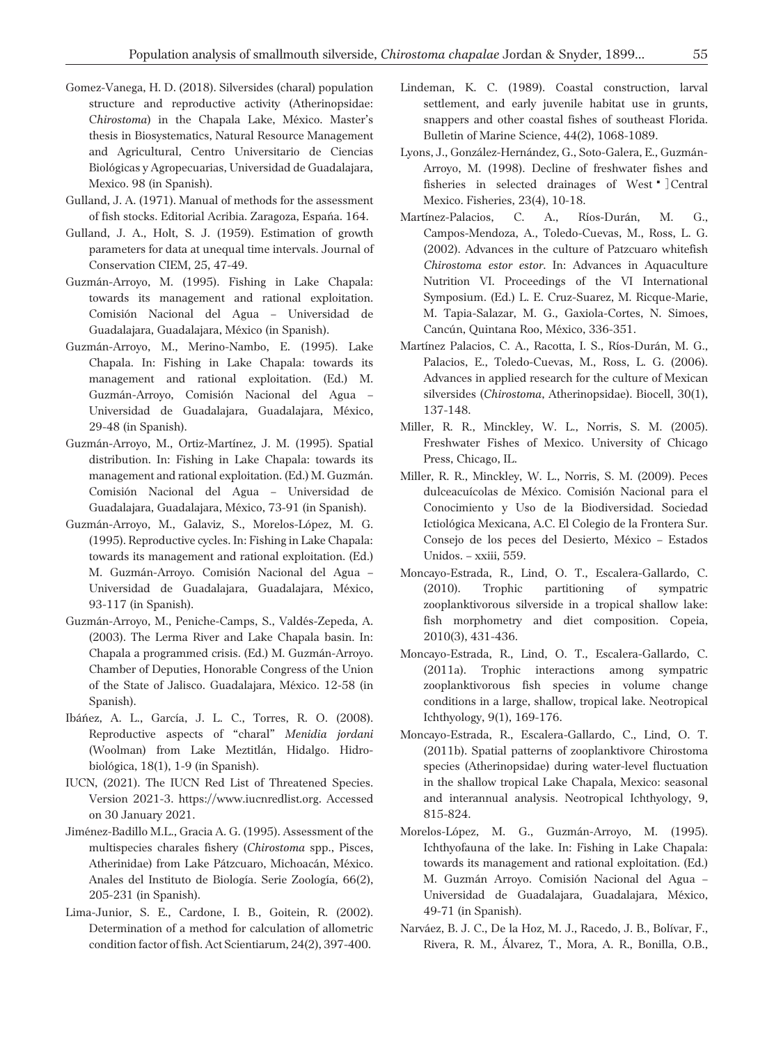Gomez-Vanega, H. D. (2018). Silversides (charal) population structure and reproductive activity (Atherinopsidae: C*hirostoma*) in the Chapala Lake, México. Master's thesis in Biosystematics, Natural Resource Management and Agricultural, Centro Universitario de Ciencias Biológicas y Agropecuarias, Universidad de Guadalajara, Mexico. 98 (in Spanish).

Gulland, J. A. (1971). Manual of methods for the assessment of fish stocks. Editorial Acribia. Zaragoza, España. 164.

Gulland, J. A., Holt, S. J. (1959). Estimation of growth parameters for data at unequal time intervals. Journal of Conservation CIEM, 25, 47-49.

Guzmán-Arroyo, M. (1995). Fishing in Lake Chapala: towards its management and rational exploitation. Comisión Nacional del Agua – Universidad de Guadalajara, Guadalajara, México (in Spanish).

Guzmán-Arroyo, M., Merino-Nambo, E. (1995). Lake Chapala. In: Fishing in Lake Chapala: towards its management and rational exploitation. (Ed.) M. Guzmán-Arroyo, Comisión Nacional del Agua – Universidad de Guadalajara, Guadalajara, México, 29-48 (in Spanish).

Guzmán-Arroyo, M., Ortiz-Martínez, J. M. (1995). Spatial distribution. In: Fishing in Lake Chapala: towards its management and rational exploitation. (Ed.) M. Guzmán. Comisión Nacional del Agua – Universidad de Guadalajara, Guadalajara, México, 73-91 (in Spanish).

Guzmán-Arroyo, M., Galaviz, S., Morelos-López, M. G. (1995). Reproductive cycles. In: Fishing in Lake Chapala: towards its management and rational exploitation. (Ed.) M. Guzmán-Arroyo. Comisión Nacional del Agua – Universidad de Guadalajara, Guadalajara, México, 93-117 (in Spanish).

Guzmán-Arroyo, M., Peniche-Camps, S., Valdés-Zepeda, A. (2003). The Lerma River and Lake Chapala basin. In: Chapala a programmed crisis. (Ed.) M. Guzmán-Arroyo. Chamber of Deputies, Honorable Congress of the Union of the State of Jalisco. Guadalajara, México. 12-58 (in Spanish).

Ibáñez, A. L., García, J. L. C., Torres, R. O. (2008). Reproductive aspects of "charal" *Menidia jordani* (Woolman) from Lake Meztitlán, Hidalgo. Hidrobiológica, 18(1), 1-9 (in Spanish).

IUCN, (2021). The IUCN Red List of Threatened Species. Version 2021-3. https://www.iucnredlist.org. Accessed on 30 January 2021.

Jiménez-Badillo M.L., Gracia A. G. (1995). Assessment of the multispecies charales fishery (*Chirostoma* spp., Pisces, Atherinidae) from Lake Pátzcuaro, Michoacán, México. Anales del Instituto de Biología. Serie Zoología, 66(2), 205-231 (in Spanish).

Lima-Junior, S. E., Cardone, I. B., Goitein, R. (2002). Determination of a method for calculation of allometric condition factor of fish. Act Scientiarum, 24(2), 397-400.

Lindeman, K. C. (1989). Coastal construction, larval settlement, and early juvenile habitat use in grunts, snappers and other coastal fishes of southeast Florida. Bulletin of Marine Science, 44(2), 1068-1089.

Lyons, J., González-Hernández, G., Soto-Galera, E., Guzmán-Arroyo, M. (1998). Decline of freshwater fishes and fisheries in selected drainages of West‐Central Mexico. Fisheries, 23(4), 10-18.

Martínez-Palacios, C. A., Ríos-Durán, M. G., Campos-Mendoza, A., Toledo-Cuevas, M., Ross, L. G. (2002). Advances in the culture of Patzcuaro whitefish *Chirostoma estor estor*. In: Advances in Aquaculture Nutrition VI. Proceedings of the VI International Symposium. (Ed.) L. E. Cruz-Suarez, M. Ricque-Marie, M. Tapia-Salazar, M. G., Gaxiola-Cortes, N. Simoes, Cancún, Quintana Roo, México, 336-351.

Martínez Palacios, C. A., Racotta, I. S., Ríos-Durán, M. G., Palacios, E., Toledo-Cuevas, M., Ross, L. G. (2006). Advances in applied research for the culture of Mexican silversides (*Chirostoma*, Atherinopsidae). Biocell, 30(1), 137-148.

Miller, R. R., Minckley, W. L., Norris, S. M. (2005). Freshwater Fishes of Mexico. University of Chicago Press, Chicago, IL.

Miller, R. R., Minckley, W. L., Norris, S. M. (2009). Peces dulceacuícolas de México. Comisión Nacional para el Conocimiento y Uso de la Biodiversidad. Sociedad Ictiológica Mexicana, A.C. El Colegio de la Frontera Sur. Consejo de los peces del Desierto, México – Estados Unidos. – xxiii, 559.

Moncayo-Estrada, R., Lind, O. T., Escalera-Gallardo, C. (2010). Trophic partitioning of sympatric zooplanktivorous silverside in a tropical shallow lake: fish morphometry and diet composition. Copeia, 2010(3), 431-436.

Moncayo-Estrada, R., Lind, O. T., Escalera-Gallardo, C. (2011a). Trophic interactions among sympatric zooplanktivorous fish species in volume change conditions in a large, shallow, tropical lake. Neotropical Ichthyology, 9(1), 169-176.

Moncayo-Estrada, R., Escalera-Gallardo, C., Lind, O. T. (2011b). Spatial patterns of zooplanktivore Chirostoma species (Atherinopsidae) during water-level fluctuation in the shallow tropical Lake Chapala, Mexico: seasonal and interannual analysis. Neotropical Ichthyology, 9, 815-824.

Morelos-López, M. G., Guzmán-Arroyo, M. (1995). Ichthyofauna of the lake. In: Fishing in Lake Chapala: towards its management and rational exploitation. (Ed.) M. Guzmán Arroyo. Comisión Nacional del Agua – Universidad de Guadalajara, Guadalajara, México, 49-71 (in Spanish).

Narváez, B. J. C., De la Hoz, M. J., Racedo, J. B., Bolívar, F., Rivera, R. M., Álvarez, T., Mora, A. R., Bonilla, O.B.,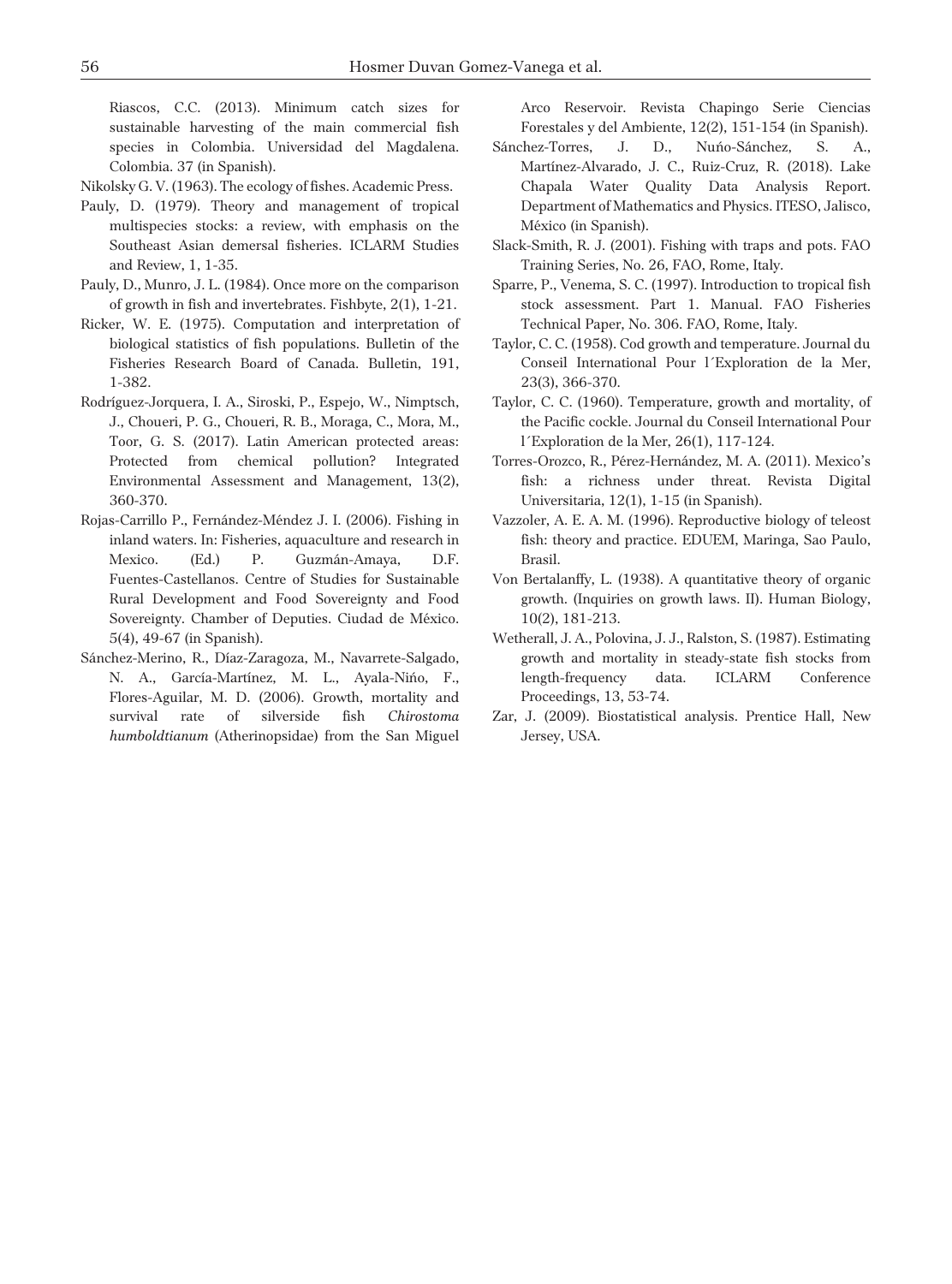Riascos, C.C. (2013). Minimum catch sizes for sustainable harvesting of the main commercial fish species in Colombia. Universidad del Magdalena. Colombia. 37 (in Spanish).

Nikolsky G. V. (1963). The ecology of fishes. Academic Press.

Pauly, D. (1979). Theory and management of tropical multispecies stocks: a review, with emphasis on the Southeast Asian demersal fisheries. ICLARM Studies and Review, 1, 1-35.

Pauly, D., Munro, J. L. (1984). Once more on the comparison of growth in fish and invertebrates. Fishbyte, 2(1), 1-21.

Ricker, W. E. (1975). Computation and interpretation of biological statistics of fish populations. Bulletin of the Fisheries Research Board of Canada. Bulletin, 191, 1-382.

Rodríguez-Jorquera, I. A., Siroski, P., Espejo, W., Nimptsch, J., Choueri, P. G., Choueri, R. B., Moraga, C., Mora, M., Toor, G. S. (2017). Latin American protected areas: Protected from chemical pollution? Integrated Environmental Assessment and Management, 13(2), 360-370.

Rojas-Carrillo P., Fernández-Méndez J. I. (2006). Fishing in inland waters. In: Fisheries, aquaculture and research in Mexico. (Ed.) P. Guzmán-Amaya, D.F. Fuentes-Castellanos. Centre of Studies for Sustainable Rural Development and Food Sovereignty and Food Sovereignty. Chamber of Deputies. Ciudad de México. 5(4), 49-67 (in Spanish).

Sánchez-Merino, R., Díaz-Zaragoza, M., Navarrete-Salgado, N. A., García-Martínez, M. L., Ayala-Niño, F., Flores-Aguilar, M. D. (2006). Growth, mortality and survival rate of silverside fish *Chirostoma humboldtianum* (Atherinopsidae) from the San Miguel Arco Reservoir. Revista Chapingo Serie Ciencias Forestales y del Ambiente, 12(2), 151-154 (in Spanish).

Sánchez-Torres, J. D., Nuño-Sánchez, S. A., Martínez-Alvarado, J. C., Ruiz-Cruz, R. (2018). Lake Chapala Water Quality Data Analysis Report. Department of Mathematics and Physics. ITESO, Jalisco, México (in Spanish).

Slack-Smith, R. J. (2001). Fishing with traps and pots. FAO Training Series, No. 26, FAO, Rome, Italy.

Sparre, P., Venema, S. C. (1997). Introduction to tropical fish stock assessment. Part 1. Manual. FAO Fisheries Technical Paper, No. 306. FAO, Rome, Italy.

Taylor, C. C. (1958). Cod growth and temperature. Journal du Conseil International Pour l´Exploration de la Mer, 23(3), 366-370.

Taylor, C. C. (1960). Temperature, growth and mortality, of the Pacific cockle. Journal du Conseil International Pour l´Exploration de la Mer, 26(1), 117-124.

Torres-Orozco, R., Pérez-Hernández, M. A. (2011). Mexico's fish: a richness under threat. Revista Digital Universitaria, 12(1), 1-15 (in Spanish).

Vazzoler, A. E. A. M. (1996). Reproductive biology of teleost fish: theory and practice. EDUEM, Maringa, Sao Paulo, Brasil.

Von Bertalanffy, L. (1938). A quantitative theory of organic growth. (Inquiries on growth laws. II). Human Biology, 10(2), 181-213.

Wetherall, J. A., Polovina, J. J., Ralston, S. (1987). Estimating growth and mortality in steady-state fish stocks from length-frequency data. ICLARM Conference Proceedings, 13, 53-74.

Zar, J. (2009). Biostatistical analysis. Prentice Hall, New Jersey, USA.